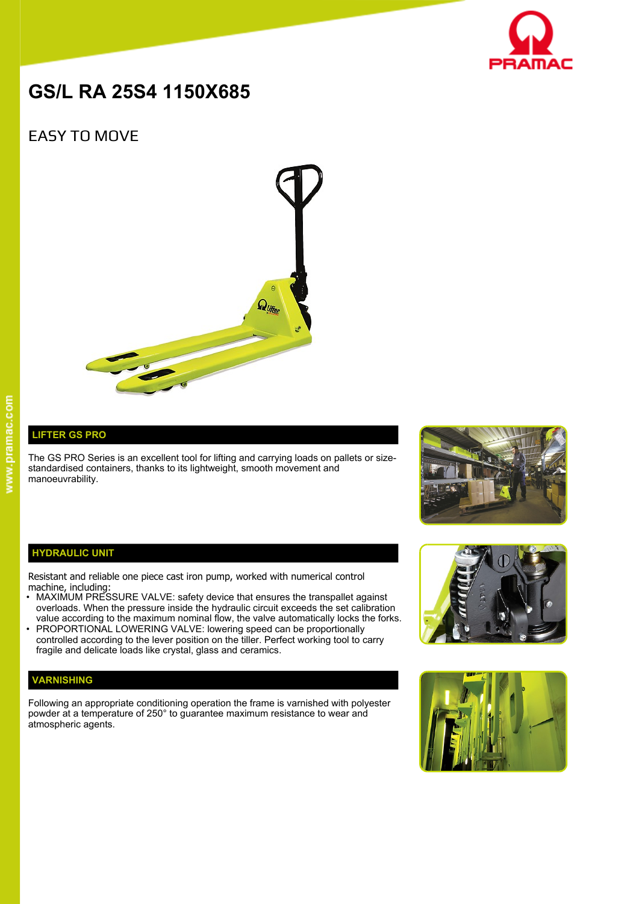# GS/L RA 25S4 1150X685

## EASY TO MOVE

### LIFTER GS PRO

The GS PRO Series is an excellent tool for lifting and carrying loads on pallets or size-standardised containers, thanks to its lightweight, smooth movement and manoeuvrability.

### HYDRAULIC UNIT

Resistant and reliable one piece cast iron pump, worked with numerical control machine, including:

- MAXIMUM PRESSURE VALVE: safety device that ensures the transpallet against overloads. When the pressure inside the hydraulic circuit exceeds the set calibration value according to the maximum nominal flow, the valve automatically locks the forks.
- PROPORTIONAL LOWERING VALVE: lowering speed can be proportionally controlled according to the lever position on the tiller. Perfect working tool to carry fragile and delicate loads like crystal, glass and ceramics.

### VARNISHING

Following an appropriate conditioning operation the frame is varnished with polyester powder at a temperature of 250° to guarantee maximum resistance to wear and atmospheric agents.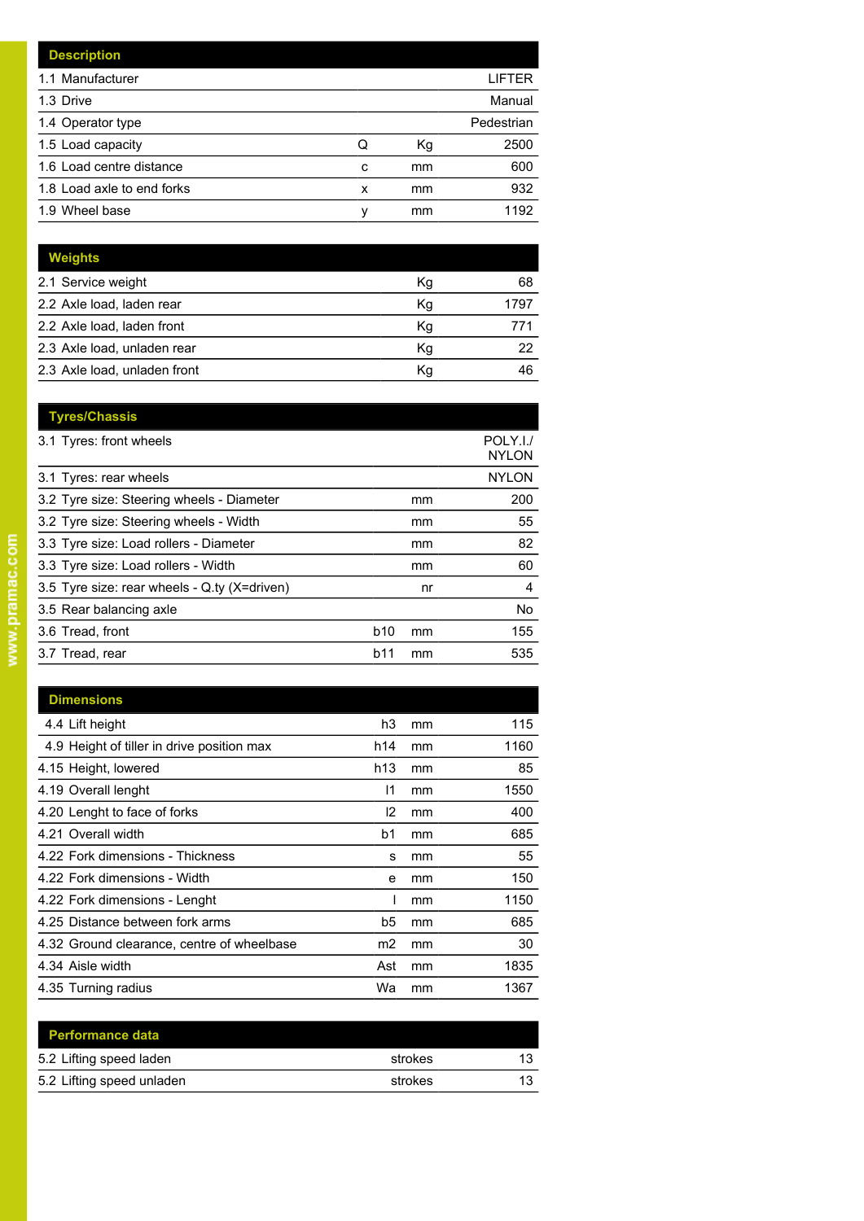| Description | | | |
|---|---|---|---|
| 1.1 Manufacturer | | | LIFTER |
| 1.3 Drive | | | Manual |
| 1.4 Operator type | | | Pedestrian |
| 1.5 Load capacity | Q | Kg | 2500 |
| 1.6 Load centre distance | c | mm | 600 |
| 1.8 Load axle to end forks | x | mm | 932 |
| 1.9 Wheel base | y | mm | 1192 |

| Weights | | |
|---|---|---|
| 2.1 Service weight | Kg | 68 |
| 2.2 Axle load, laden rear | Kg | 1797 |
| 2.2 Axle load, laden front | Kg | 771 |
| 2.3 Axle load, unladen rear | Kg | 22 |
| 2.3 Axle load, unladen front | Kg | 46 |

| Tyres/Chassis | | | |
|---|---|---|---|
| 3.1 Tyres: front wheels | | | POLY.I./ NYLON |
| 3.1 Tyres: rear wheels | | | NYLON |
| 3.2 Tyre size: Steering wheels - Diameter | | mm | 200 |
| 3.2 Tyre size: Steering wheels - Width | | mm | 55 |
| 3.3 Tyre size: Load rollers - Diameter | | mm | 82 |
| 3.3 Tyre size: Load rollers - Width | | mm | 60 |
| 3.5 Tyre size: rear wheels - Q.ty (X=driven) | | nr | 4 |
| 3.5 Rear balancing axle | | | No |
| 3.6 Tread, front | b10 | mm | 155 |
| 3.7 Tread, rear | b11 | mm | 535 |

| Dimensions | | | |
|---|---|---|---|
| 4.4 Lift height | h3 | mm | 115 |
| 4.9 Height of tiller in drive position max | h14 | mm | 1160 |
| 4.15 Height, lowered | h13 | mm | 85 |
| 4.19 Overall lenght | l1 | mm | 1550 |
| 4.20 Lenght to face of forks | l2 | mm | 400 |
| 4.21 Overall width | b1 | mm | 685 |
| 4.22 Fork dimensions - Thickness | s | mm | 55 |
| 4.22 Fork dimensions - Width | e | mm | 150 |
| 4.22 Fork dimensions - Lenght | l | mm | 1150 |
| 4.25 Distance between fork arms | b5 | mm | 685 |
| 4.32 Ground clearance, centre of wheelbase | m2 | mm | 30 |
| 4.34 Aisle width | Ast | mm | 1835 |
| 4.35 Turning radius | Wa | mm | 1367 |

| Performance data | | |
|---|---|---|
| 5.2 Lifting speed laden | strokes | 13 |
| 5.2 Lifting speed unladen | strokes | 13 |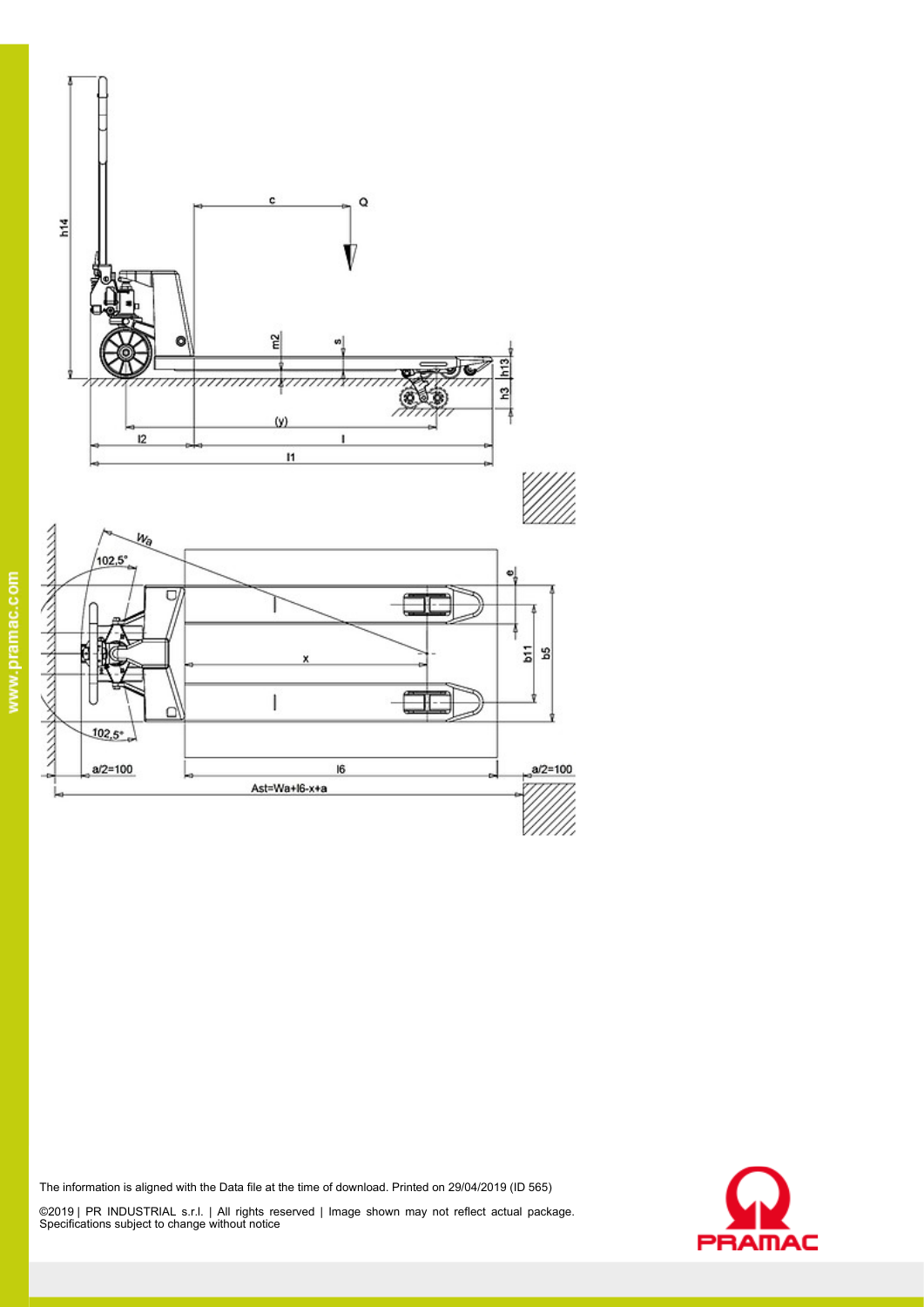h14

c

Q

m2

s

h13

h3

(y)

l2

l

l1

Wa

102,5°

e

x

b11

b5

102,5°

a/2=100

l6

a/2=100

Ast=Wa+l6-x+a

The information is aligned with the Data file at the time of download. Printed on 29/04/2019 (ID 565)

©2019 | PR INDUSTRIAL s.r.l. | All rights reserved | Image shown may not reflect actual package. Specifications subject to change without notice